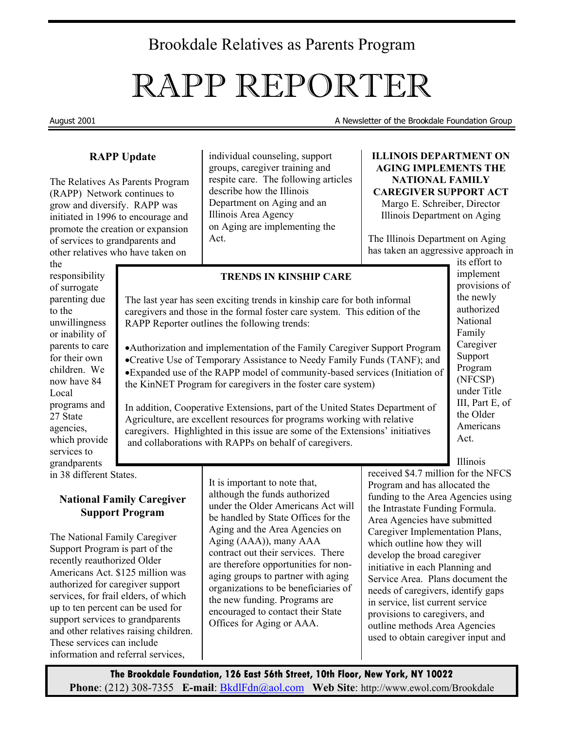Brookdale Relatives as Parents Program

# RAPP REPORTER

August 2001

A Newsletter of the Brookdale Foundation Group

## RAPP Update

The Relatives As Parents Program (RAPP) Network continues to grow and diversify. RAPP was initiated in 1996 to encourage and promote the creation or expansion of services to grandparents and other relatives who have taken on the responsibility of surrogate parenting due to the unwillingness or inability of parents to care for their own children. We now have 84 Local programs and 27 State agencies, which provide services to grandparents in 38 different States.

## National Family Caregiver Support Program

The National Family Caregiver Support Program is part of the recently reauthorized Older Americans Act. $125 million was authorized for caregiver support services, for frail elders, of which up to ten percent can be used for support services to grandparents and other relatives raising children. These services can include information and referral services, individual counseling, support groups, caregiver training and respite care. The following articles describe how the Illinois Department on Aging and an Illinois Area Agency on Aging are implementing the Act.

It is important to note that, although the funds authorized under the Older Americans Act will be handled by State Offices for the Aging and the Area Agencies on Aging (AAA)), many AAA contract out their services. There are therefore opportunities for non-aging groups to partner with aging organizations to be beneficiaries of the new funding. Programs are encouraged to contact their State Offices for Aging or AAA.

## TRENDS IN KINSHIP CARE

The last year has seen exciting trends in kinship care for both informal caregivers and those in the formal foster care system. This edition of the RAPP Reporter outlines the following trends:

- Authorization and implementation of the Family Caregiver Support Program
- Creative Use of Temporary Assistance to Needy Family Funds (TANF); and
- Expanded use of the RAPP model of community-based services (Initiation of the KinNET Program for caregivers in the foster care system)

In addition, Cooperative Extensions, part of the United States Department of Agriculture, are excellent resources for programs working with relative caregivers. Highlighted in this issue are some of the Extensions' initiatives and collaborations with RAPPs on behalf of caregivers.

## ILLINOIS DEPARTMENT ON AGING IMPLEMENTS THE NATIONAL FAMILY CAREGIVER SUPPORT ACT

Margo E. Schreiber, Director
Illinois Department on Aging

The Illinois Department on Aging has taken an aggressive approach in its effort to implement provisions of the newly authorized National Family Caregiver Support Program (NFCSP) under Title III, Part E, of the Older Americans Act.

Illinois received $4.7 million for the NFCS Program and has allocated the funding to the Area Agencies using the Intrastate Funding Formula. Area Agencies have submitted Caregiver Implementation Plans, which outline how they will develop the broad caregiver initiative in each Planning and Service Area. Plans document the needs of caregivers, identify gaps in service, list current service provisions to caregivers, and outline methods Area Agencies used to obtain caregiver input and

**The Brookdale Foundation, 126 East 56th Street, 10th Floor, New York, NY 10022**
**Phone**: (212) 308-7355 **E-mail**: BkdlFdn@aol.com **Web Site**: http://www.ewol.com/Brookdale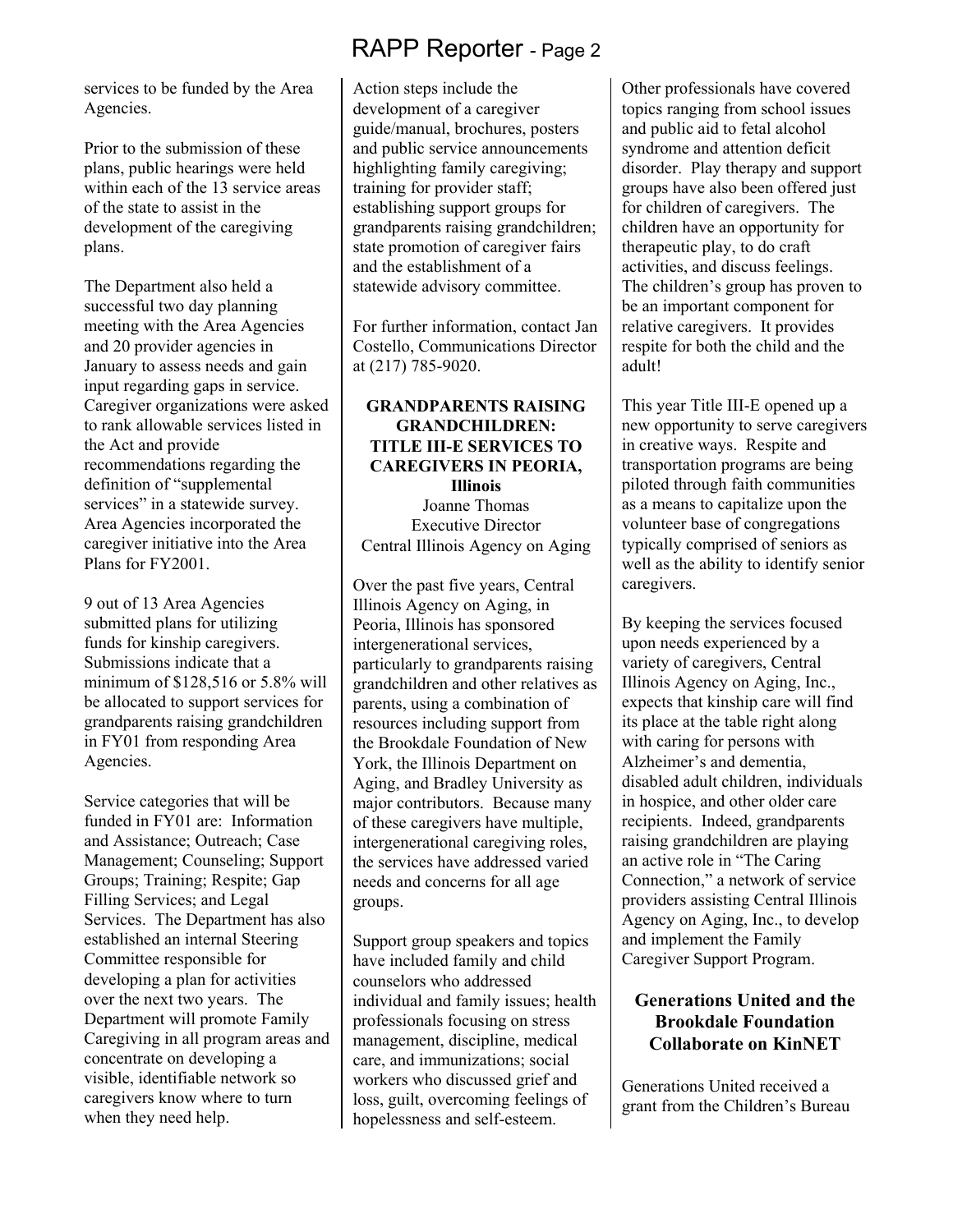services to be funded by the Area Agencies.

Prior to the submission of these plans, public hearings were held within each of the 13 service areas of the state to assist in the development of the caregiving plans.

The Department also held a successful two day planning meeting with the Area Agencies and 20 provider agencies in January to assess needs and gain input regarding gaps in service. Caregiver organizations were asked to rank allowable services listed in the Act and provide recommendations regarding the definition of "supplemental services" in a statewide survey. Area Agencies incorporated the caregiver initiative into the Area Plans for FY2001.

9 out of 13 Area Agencies submitted plans for utilizing funds for kinship caregivers. Submissions indicate that a minimum of $128,516 or 5.8% will be allocated to support services for grandparents raising grandchildren in FY01 from responding Area Agencies.

Service categories that will be funded in FY01 are: Information and Assistance; Outreach; Case Management; Counseling; Support Groups; Training; Respite; Gap Filling Services; and Legal Services. The Department has also established an internal Steering Committee responsible for developing a plan for activities over the next two years. The Department will promote Family Caregiving in all program areas and concentrate on developing a visible, identifiable network so caregivers know where to turn when they need help.

Action steps include the development of a caregiver guide/manual, brochures, posters and public service announcements highlighting family caregiving; training for provider staff; establishing support groups for grandparents raising grandchildren; state promotion of caregiver fairs and the establishment of a statewide advisory committee.

For further information, contact Jan Costello, Communications Director at (217) 785-9020.

## GRANDPARENTS RAISING GRANDCHILDREN: TITLE III-E SERVICES TO CAREGIVERS IN PEORIA, Illinois

Joanne Thomas
Executive Director
Central Illinois Agency on Aging

Over the past five years, Central Illinois Agency on Aging, in Peoria, Illinois has sponsored intergenerational services, particularly to grandparents raising grandchildren and other relatives as parents, using a combination of resources including support from the Brookdale Foundation of New York, the Illinois Department on Aging, and Bradley University as major contributors. Because many of these caregivers have multiple, intergenerational caregiving roles, the services have addressed varied needs and concerns for all age groups.

Support group speakers and topics have included family and child counselors who addressed individual and family issues; health professionals focusing on stress management, discipline, medical care, and immunizations; social workers who discussed grief and loss, guilt, overcoming feelings of hopelessness and self-esteem.

Other professionals have covered topics ranging from school issues and public aid to fetal alcohol syndrome and attention deficit disorder. Play therapy and support groups have also been offered just for children of caregivers. The children have an opportunity for therapeutic play, to do craft activities, and discuss feelings. The children's group has proven to be an important component for relative caregivers. It provides respite for both the child and the adult!

This year Title III-E opened up a new opportunity to serve caregivers in creative ways. Respite and transportation programs are being piloted through faith communities as a means to capitalize upon the volunteer base of congregations typically comprised of seniors as well as the ability to identify senior caregivers.

By keeping the services focused upon needs experienced by a variety of caregivers, Central Illinois Agency on Aging, Inc., expects that kinship care will find its place at the table right along with caring for persons with Alzheimer's and dementia, disabled adult children, individuals in hospice, and other older care recipients. Indeed, grandparents raising grandchildren are playing an active role in "The Caring Connection," a network of service providers assisting Central Illinois Agency on Aging, Inc., to develop and implement the Family Caregiver Support Program.

## Generations United and the Brookdale Foundation Collaborate on KinNET

Generations United received a grant from the Children's Bureau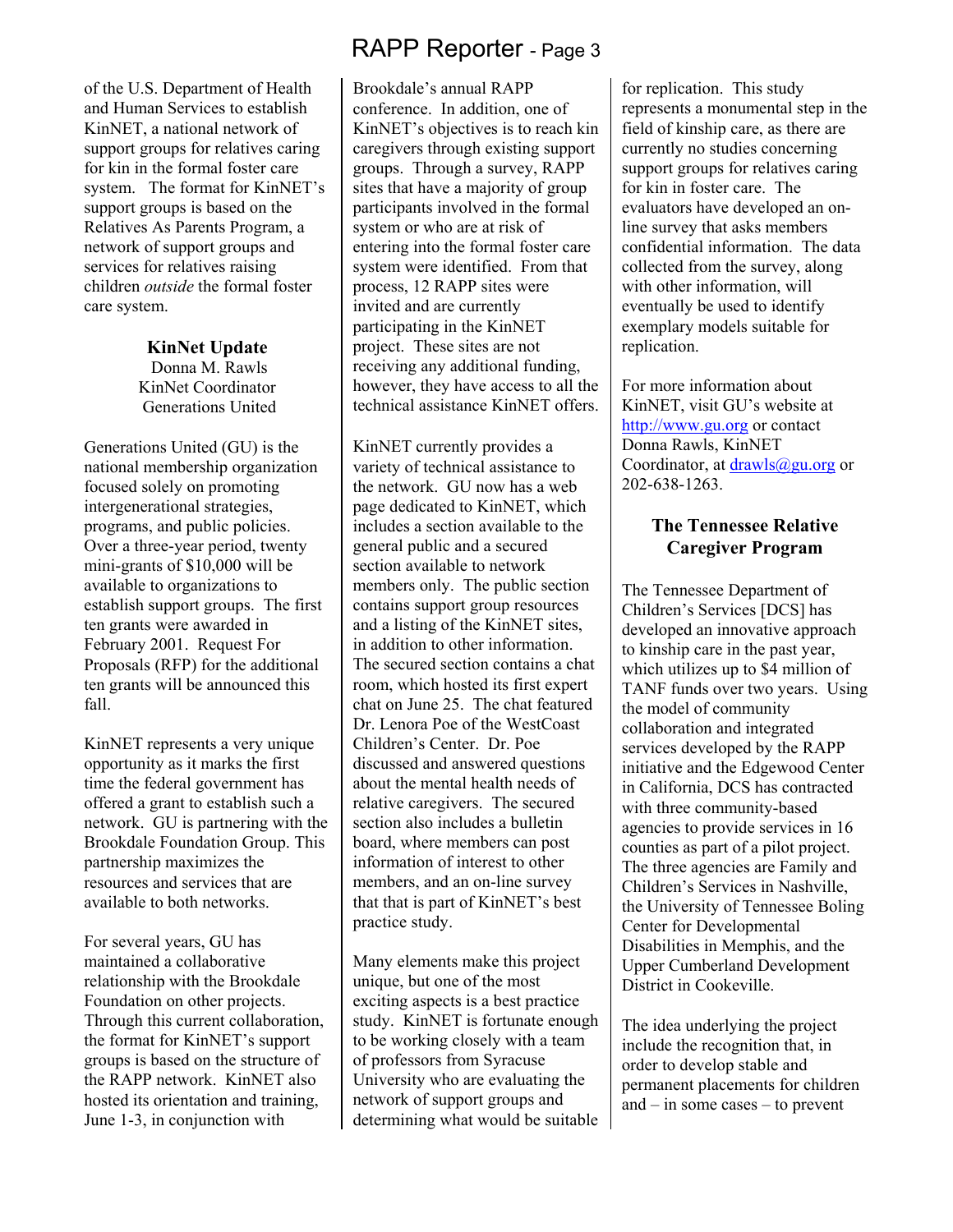of the U.S. Department of Health and Human Services to establish KinNET, a national network of support groups for relatives caring for kin in the formal foster care system. The format for KinNET's support groups is based on the Relatives As Parents Program, a network of support groups and services for relatives raising children *outside* the formal foster care system.

### KinNet Update

Donna M. Rawls
KinNet Coordinator
Generations United

Generations United (GU) is the national membership organization focused solely on promoting intergenerational strategies, programs, and public policies. Over a three-year period, twenty mini-grants of $10,000 will be available to organizations to establish support groups. The first ten grants were awarded in February 2001. Request For Proposals (RFP) for the additional ten grants will be announced this fall.

KinNET represents a very unique opportunity as it marks the first time the federal government has offered a grant to establish such a network. GU is partnering with the Brookdale Foundation Group. This partnership maximizes the resources and services that are available to both networks.

For several years, GU has maintained a collaborative relationship with the Brookdale Foundation on other projects. Through this current collaboration, the format for KinNET's support groups is based on the structure of the RAPP network. KinNET also hosted its orientation and training, June 1-3, in conjunction with Brookdale's annual RAPP conference. In addition, one of KinNET's objectives is to reach kin caregivers through existing support groups. Through a survey, RAPP sites that have a majority of group participants involved in the formal system or who are at risk of entering into the formal foster care system were identified. From that process, 12 RAPP sites were invited and are currently participating in the KinNET project. These sites are not receiving any additional funding, however, they have access to all the technical assistance KinNET offers.

KinNET currently provides a variety of technical assistance to the network. GU now has a web page dedicated to KinNET, which includes a section available to the general public and a secured section available to network members only. The public section contains support group resources and a listing of the KinNET sites, in addition to other information. The secured section contains a chat room, which hosted its first expert chat on June 25. The chat featured Dr. Lenora Poe of the WestCoast Children's Center. Dr. Poe discussed and answered questions about the mental health needs of relative caregivers. The secured section also includes a bulletin board, where members can post information of interest to other members, and an on-line survey that that is part of KinNET's best practice study.

Many elements make this project unique, but one of the most exciting aspects is a best practice study. KinNET is fortunate enough to be working closely with a team of professors from Syracuse University who are evaluating the network of support groups and determining what would be suitable for replication. This study represents a monumental step in the field of kinship care, as there are currently no studies concerning support groups for relatives caring for kin in foster care. The evaluators have developed an on-line survey that asks members confidential information. The data collected from the survey, along with other information, will eventually be used to identify exemplary models suitable for replication.

For more information about KinNET, visit GU's website at http://www.gu.org or contact Donna Rawls, KinNET Coordinator, at drawls@gu.org or 202-638-1263.

### The Tennessee Relative Caregiver Program

The Tennessee Department of Children's Services [DCS] has developed an innovative approach to kinship care in the past year, which utilizes up to $4 million of TANF funds over two years. Using the model of community collaboration and integrated services developed by the RAPP initiative and the Edgewood Center in California, DCS has contracted with three community-based agencies to provide services in 16 counties as part of a pilot project. The three agencies are Family and Children's Services in Nashville, the University of Tennessee Boling Center for Developmental Disabilities in Memphis, and the Upper Cumberland Development District in Cookeville.

The idea underlying the project include the recognition that, in order to develop stable and permanent placements for children and – in some cases – to prevent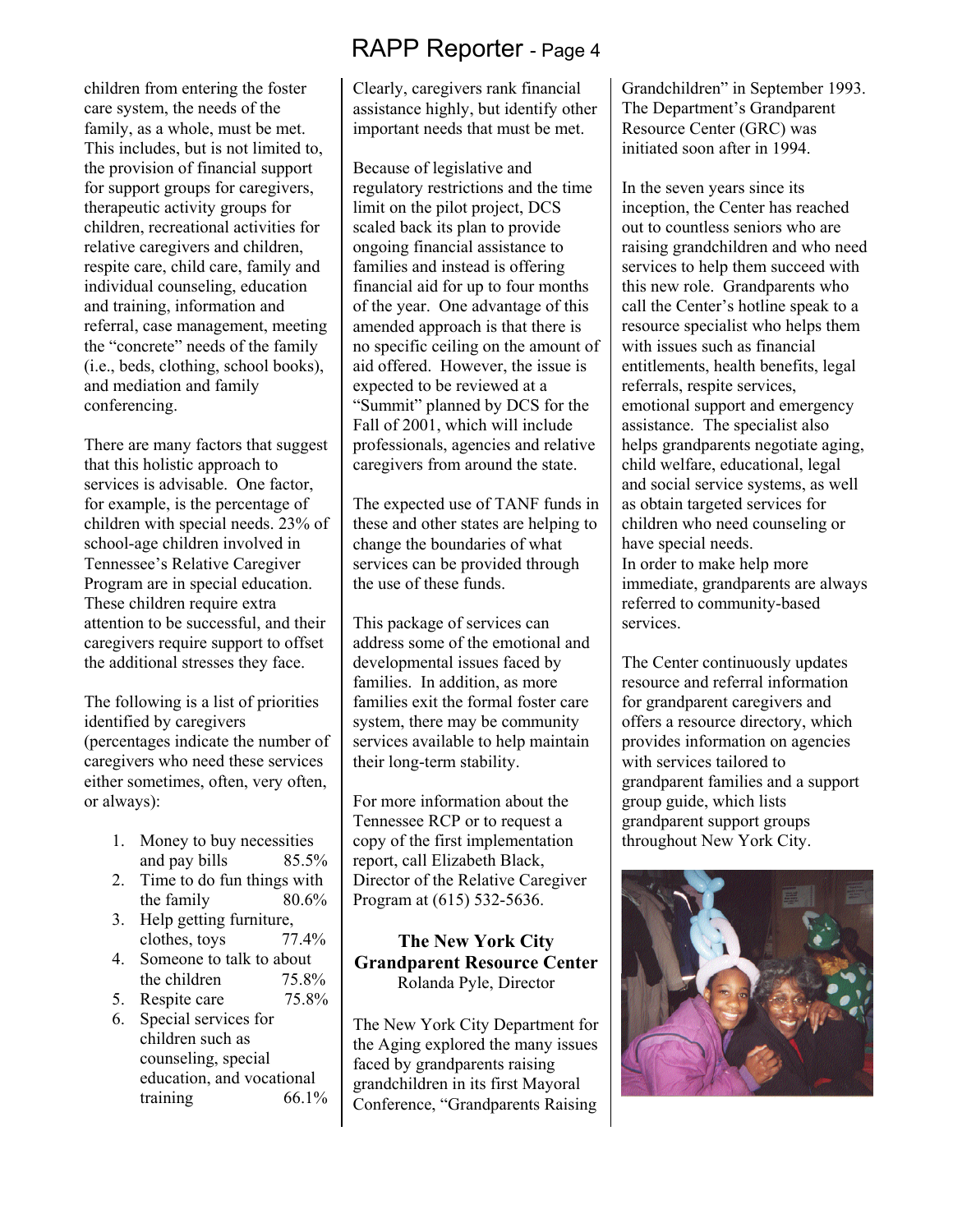children from entering the foster care system, the needs of the family, as a whole, must be met. This includes, but is not limited to, the provision of financial support for support groups for caregivers, therapeutic activity groups for children, recreational activities for relative caregivers and children, respite care, child care, family and individual counseling, education and training, information and referral, case management, meeting the "concrete" needs of the family (i.e., beds, clothing, school books), and mediation and family conferencing.

There are many factors that suggest that this holistic approach to services is advisable. One factor, for example, is the percentage of children with special needs. 23% of school-age children involved in Tennessee's Relative Caregiver Program are in special education. These children require extra attention to be successful, and their caregivers require support to offset the additional stresses they face.

The following is a list of priorities identified by caregivers (percentages indicate the number of caregivers who need these services either sometimes, often, very often, or always):

1. Money to buy necessities and pay bills 85.5%
2. Time to do fun things with the family 80.6%
3. Help getting furniture, clothes, toys 77.4%
4. Someone to talk to about the children 75.8%
5. Respite care 75.8%
6. Special services for children such as counseling, special education, and vocational training 66.1%

Clearly, caregivers rank financial assistance highly, but identify other important needs that must be met.

Because of legislative and regulatory restrictions and the time limit on the pilot project, DCS scaled back its plan to provide ongoing financial assistance to families and instead is offering financial aid for up to four months of the year. One advantage of this amended approach is that there is no specific ceiling on the amount of aid offered. However, the issue is expected to be reviewed at a "Summit" planned by DCS for the Fall of 2001, which will include professionals, agencies and relative caregivers from around the state.

The expected use of TANF funds in these and other states are helping to change the boundaries of what services can be provided through the use of these funds.

This package of services can address some of the emotional and developmental issues faced by families. In addition, as more families exit the formal foster care system, there may be community services available to help maintain their long-term stability.

For more information about the Tennessee RCP or to request a copy of the first implementation report, call Elizabeth Black, Director of the Relative Caregiver Program at (615) 532-5636.

## The New York City Grandparent Resource Center

Rolanda Pyle, Director

The New York City Department for the Aging explored the many issues faced by grandparents raising grandchildren in its first Mayoral Conference, "Grandparents Raising Grandchildren" in September 1993. The Department's Grandparent Resource Center (GRC) was initiated soon after in 1994.

In the seven years since its inception, the Center has reached out to countless seniors who are raising grandchildren and who need services to help them succeed with this new role. Grandparents who call the Center's hotline speak to a resource specialist who helps them with issues such as financial entitlements, health benefits, legal referrals, respite services, emotional support and emergency assistance. The specialist also helps grandparents negotiate aging, child welfare, educational, legal and social service systems, as well as obtain targeted services for children who need counseling or have special needs.

In order to make help more immediate, grandparents are always referred to community-based services.

The Center continuously updates resource and referral information for grandparent caregivers and offers a resource directory, which provides information on agencies with services tailored to grandparent families and a support group guide, which lists grandparent support groups throughout New York City.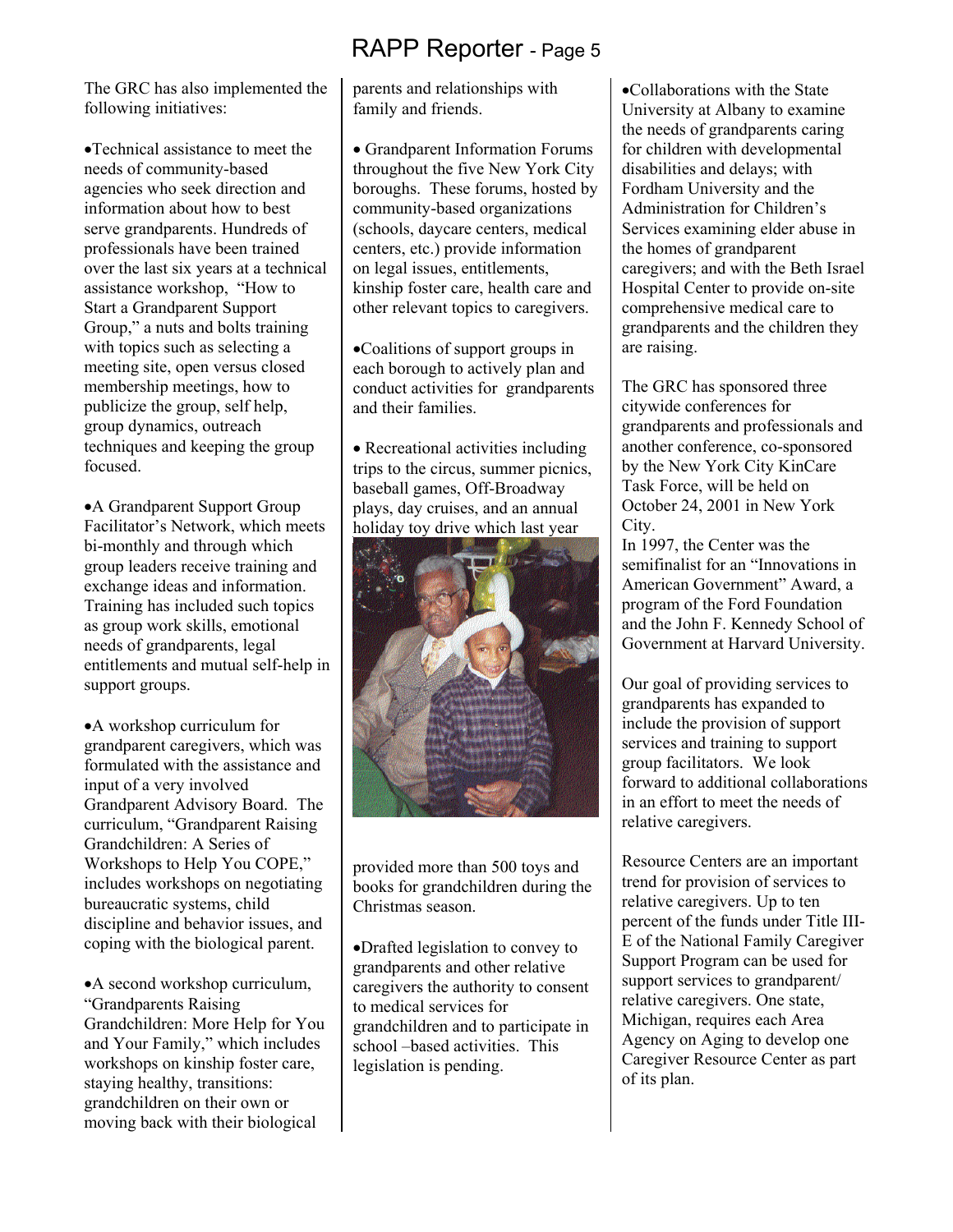The GRC has also implemented the following initiatives:

- Technical assistance to meet the needs of community-based agencies who seek direction and information about how to best serve grandparents. Hundreds of professionals have been trained over the last six years at a technical assistance workshop, "How to Start a Grandparent Support Group," a nuts and bolts training with topics such as selecting a meeting site, open versus closed membership meetings, how to publicize the group, self help, group dynamics, outreach techniques and keeping the group focused.

- A Grandparent Support Group Facilitator's Network, which meets bi-monthly and through which group leaders receive training and exchange ideas and information. Training has included such topics as group work skills, emotional needs of grandparents, legal entitlements and mutual self-help in support groups.

- A workshop curriculum for grandparent caregivers, which was formulated with the assistance and input of a very involved Grandparent Advisory Board. The curriculum, "Grandparent Raising Grandchildren: A Series of Workshops to Help You COPE," includes workshops on negotiating bureaucratic systems, child discipline and behavior issues, and coping with the biological parent.

- A second workshop curriculum, "Grandparents Raising Grandchildren: More Help for You and Your Family," which includes workshops on kinship foster care, staying healthy, transitions: grandchildren on their own or moving back with their biological parents and relationships with family and friends.

- Grandparent Information Forums throughout the five New York City boroughs. These forums, hosted by community-based organizations (schools, daycare centers, medical centers, etc.) provide information on legal issues, entitlements, kinship foster care, health care and other relevant topics to caregivers.

- Coalitions of support groups in each borough to actively plan and conduct activities for grandparents and their families.

- Recreational activities including trips to the circus, summer picnics, baseball games, Off-Broadway plays, day cruises, and an annual holiday toy drive which last year provided more than 500 toys and books for grandchildren during the Christmas season.

- Drafted legislation to convey to grandparents and other relative caregivers the authority to consent to medical services for grandchildren and to participate in school –based activities. This legislation is pending.

- Collaborations with the State University at Albany to examine the needs of grandparents caring for children with developmental disabilities and delays; with Fordham University and the Administration for Children's Services examining elder abuse in the homes of grandparent caregivers; and with the Beth Israel Hospital Center to provide on-site comprehensive medical care to grandparents and the children they are raising.

The GRC has sponsored three citywide conferences for grandparents and professionals and another conference, co-sponsored by the New York City KinCare Task Force, will be held on October 24, 2001 in New York City.

In 1997, the Center was the semifinalist for an "Innovations in American Government" Award, a program of the Ford Foundation and the John F. Kennedy School of Government at Harvard University.

Our goal of providing services to grandparents has expanded to include the provision of support services and training to support group facilitators. We look forward to additional collaborations in an effort to meet the needs of relative caregivers.

Resource Centers are an important trend for provision of services to relative caregivers. Up to ten percent of the funds under Title III-E of the National Family Caregiver Support Program can be used for support services to grandparent/relative caregivers. One state, Michigan, requires each Area Agency on Aging to develop one Caregiver Resource Center as part of its plan.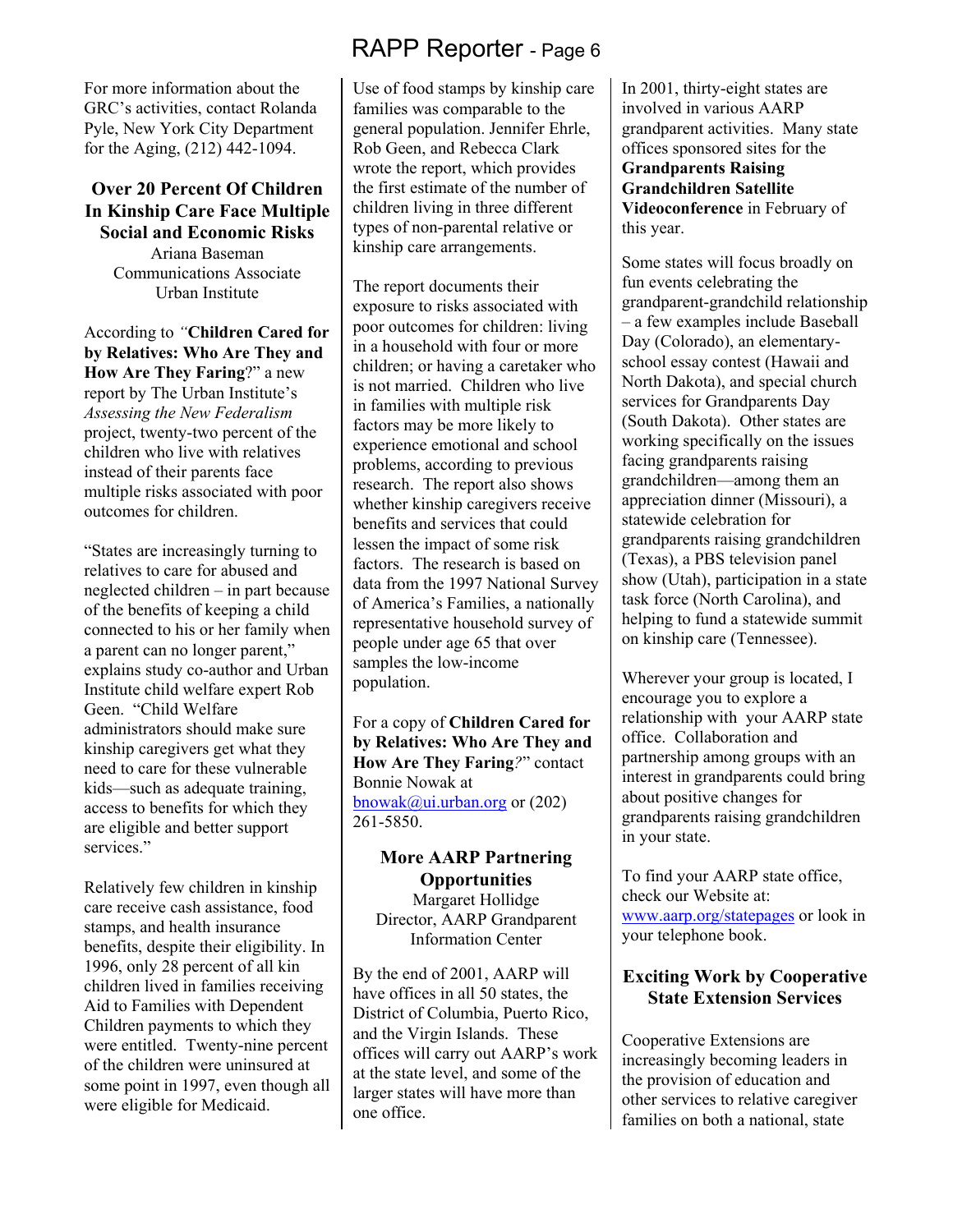For more information about the GRC's activities, contact Rolanda Pyle, New York City Department for the Aging, (212) 442-1094.

## Over 20 Percent Of Children In Kinship Care Face Multiple Social and Economic Risks

Ariana Baseman
Communications Associate
Urban Institute

According to "**Children Cared for by Relatives: Who Are They and How Are They Faring**?" a new report by The Urban Institute's *Assessing the New Federalism* project, twenty-two percent of the children who live with relatives instead of their parents face multiple risks associated with poor outcomes for children.

"States are increasingly turning to relatives to care for abused and neglected children – in part because of the benefits of keeping a child connected to his or her family when a parent can no longer parent," explains study co-author and Urban Institute child welfare expert Rob Geen. "Child Welfare administrators should make sure kinship caregivers get what they need to care for these vulnerable kids—such as adequate training, access to benefits for which they are eligible and better support services."

Relatively few children in kinship care receive cash assistance, food stamps, and health insurance benefits, despite their eligibility. In 1996, only 28 percent of all kin children lived in families receiving Aid to Families with Dependent Children payments to which they were entitled. Twenty-nine percent of the children were uninsured at some point in 1997, even though all were eligible for Medicaid. Use of food stamps by kinship care families was comparable to the general population. Jennifer Ehrle, Rob Geen, and Rebecca Clark wrote the report, which provides the first estimate of the number of children living in three different types of non-parental relative or kinship care arrangements.

The report documents their exposure to risks associated with poor outcomes for children: living in a household with four or more children; or having a caretaker who is not married. Children who live in families with multiple risk factors may be more likely to experience emotional and school problems, according to previous research. The report also shows whether kinship caregivers receive benefits and services that could lessen the impact of some risk factors. The research is based on data from the 1997 National Survey of America's Families, a nationally representative household survey of people under age 65 that over samples the low-income population.

For a copy of **Children Cared for by Relatives: Who Are They and How Are They Faring**?" contact Bonnie Nowak at bnowak@ui.urban.org or (202) 261-5850.

## More AARP Partnering Opportunities

Margaret Hollidge
Director, AARP Grandparent Information Center

By the end of 2001, AARP will have offices in all 50 states, the District of Columbia, Puerto Rico, and the Virgin Islands. These offices will carry out AARP's work at the state level, and some of the larger states will have more than one office.

In 2001, thirty-eight states are involved in various AARP grandparent activities. Many state offices sponsored sites for the **Grandparents Raising Grandchildren Satellite Videoconference** in February of this year.

Some states will focus broadly on fun events celebrating the grandparent-grandchild relationship – a few examples include Baseball Day (Colorado), an elementary-school essay contest (Hawaii and North Dakota), and special church services for Grandparents Day (South Dakota). Other states are working specifically on the issues facing grandparents raising grandchildren—among them an appreciation dinner (Missouri), a statewide celebration for grandparents raising grandchildren (Texas), a PBS television panel show (Utah), participation in a state task force (North Carolina), and helping to fund a statewide summit on kinship care (Tennessee).

Wherever your group is located, I encourage you to explore a relationship with your AARP state office. Collaboration and partnership among groups with an interest in grandparents could bring about positive changes for grandparents raising grandchildren in your state.

To find your AARP state office, check our Website at: www.aarp.org/statepages or look in your telephone book.

## Exciting Work by Cooperative State Extension Services

Cooperative Extensions are increasingly becoming leaders in the provision of education and other services to relative caregiver families on both a national, state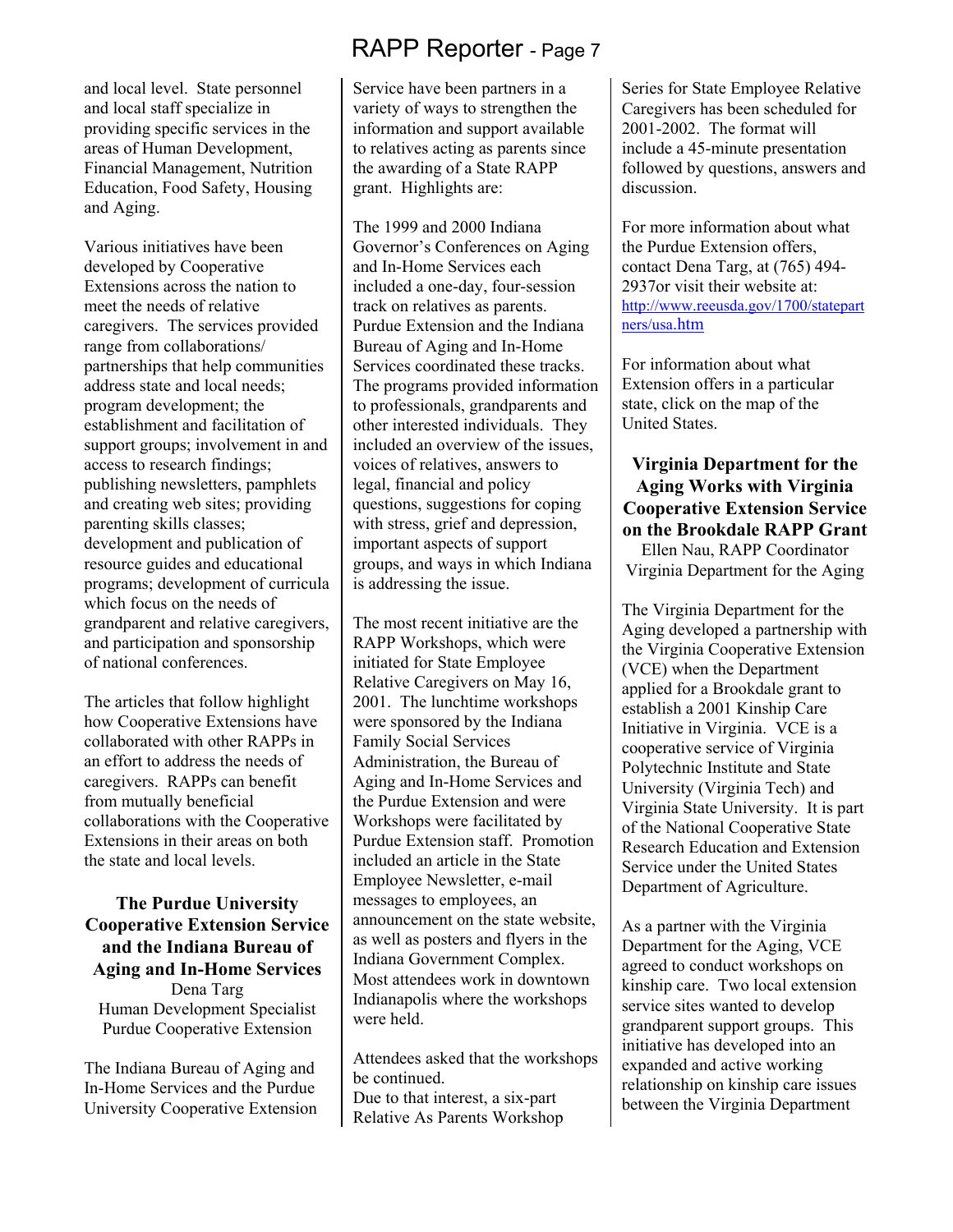and local level. State personnel and local staff specialize in providing specific services in the areas of Human Development, Financial Management, Nutrition Education, Food Safety, Housing and Aging.

Various initiatives have been developed by Cooperative Extensions across the nation to meet the needs of relative caregivers. The services provided range from collaborations/ partnerships that help communities address state and local needs; program development; the establishment and facilitation of support groups; involvement in and access to research findings; publishing newsletters, pamphlets and creating web sites; providing parenting skills classes; development and publication of resource guides and educational programs; development of curricula which focus on the needs of grandparent and relative caregivers, and participation and sponsorship of national conferences.

The articles that follow highlight how Cooperative Extensions have collaborated with other RAPPs in an effort to address the needs of caregivers. RAPPs can benefit from mutually beneficial collaborations with the Cooperative Extensions in their areas on both the state and local levels.

### The Purdue University Cooperative Extension Service and the Indiana Bureau of Aging and In-Home Services

Dena Targ
Human Development Specialist
Purdue Cooperative Extension

The Indiana Bureau of Aging and In-Home Services and the Purdue University Cooperative Extension Service have been partners in a variety of ways to strengthen the information and support available to relatives acting as parents since the awarding of a State RAPP grant. Highlights are:

The 1999 and 2000 Indiana Governor's Conferences on Aging and In-Home Services each included a one-day, four-session track on relatives as parents. Purdue Extension and the Indiana Bureau of Aging and In-Home Services coordinated these tracks. The programs provided information to professionals, grandparents and other interested individuals. They included an overview of the issues, voices of relatives, answers to legal, financial and policy questions, suggestions for coping with stress, grief and depression, important aspects of support groups, and ways in which Indiana is addressing the issue.

The most recent initiative are the RAPP Workshops, which were initiated for State Employee Relative Caregivers on May 16, 2001. The lunchtime workshops were sponsored by the Indiana Family Social Services Administration, the Bureau of Aging and In-Home Services and the Purdue Extension and were Workshops were facilitated by Purdue Extension staff. Promotion included an article in the State Employee Newsletter, e-mail messages to employees, an announcement on the state website, as well as posters and flyers in the Indiana Government Complex. Most attendees work in downtown Indianapolis where the workshops were held.

Attendees asked that the workshops be continued.
Due to that interest, a six-part Relative As Parents Workshop Series for State Employee Relative Caregivers has been scheduled for 2001-2002. The format will include a 45-minute presentation followed by questions, answers and discussion.

For more information about what the Purdue Extension offers, contact Dena Targ, at (765) 494-2937or visit their website at: http://www.reeusda.gov/1700/statepartners/usa.htm

For information about what Extension offers in a particular state, click on the map of the United States.

### Virginia Department for the Aging Works with Virginia Cooperative Extension Service on the Brookdale RAPP Grant

Ellen Nau, RAPP Coordinator
Virginia Department for the Aging

The Virginia Department for the Aging developed a partnership with the Virginia Cooperative Extension (VCE) when the Department applied for a Brookdale grant to establish a 2001 Kinship Care Initiative in Virginia. VCE is a cooperative service of Virginia Polytechnic Institute and State University (Virginia Tech) and Virginia State University. It is part of the National Cooperative State Research Education and Extension Service under the United States Department of Agriculture.

As a partner with the Virginia Department for the Aging, VCE agreed to conduct workshops on kinship care. Two local extension service sites wanted to develop grandparent support groups. This initiative has developed into an expanded and active working relationship on kinship care issues between the Virginia Department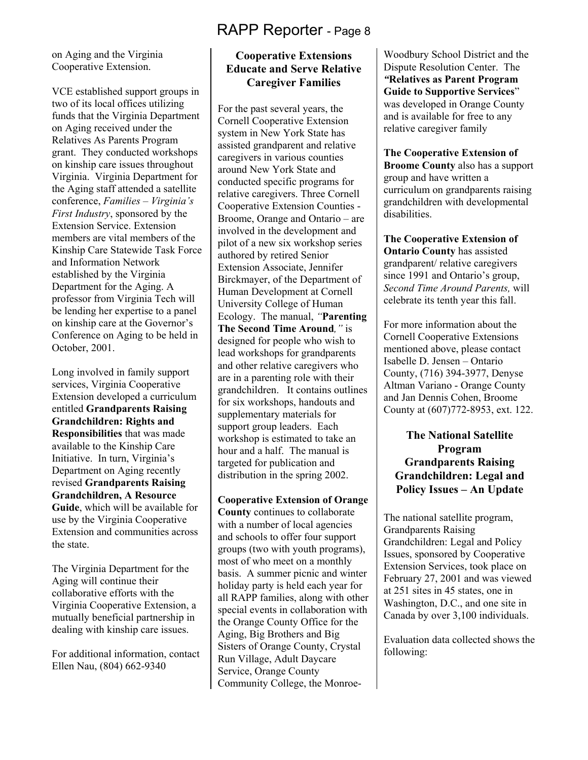on Aging and the Virginia Cooperative Extension.

VCE established support groups in two of its local offices utilizing funds that the Virginia Department on Aging received under the Relatives As Parents Program grant. They conducted workshops on kinship care issues throughout Virginia. Virginia Department for the Aging staff attended a satellite conference, *Families – Virginia's First Industry*, sponsored by the Extension Service. Extension members are vital members of the Kinship Care Statewide Task Force and Information Network established by the Virginia Department for the Aging. A professor from Virginia Tech will be lending her expertise to a panel on kinship care at the Governor's Conference on Aging to be held in October, 2001.

Long involved in family support services, Virginia Cooperative Extension developed a curriculum entitled **Grandparents Raising Grandchildren: Rights and Responsibilities** that was made available to the Kinship Care Initiative. In turn, Virginia's Department on Aging recently revised **Grandparents Raising Grandchildren, A Resource Guide**, which will be available for use by the Virginia Cooperative Extension and communities across the state.

The Virginia Department for the Aging will continue their collaborative efforts with the Virginia Cooperative Extension, a mutually beneficial partnership in dealing with kinship care issues.

For additional information, contact Ellen Nau, (804) 662-9340

## Cooperative Extensions Educate and Serve Relative Caregiver Families

For the past several years, the Cornell Cooperative Extension system in New York State has assisted grandparent and relative caregivers in various counties around New York State and conducted specific programs for relative caregivers. Three Cornell Cooperative Extension Counties - Broome, Orange and Ontario – are involved in the development and pilot of a new six workshop series authored by retired Senior Extension Associate, Jennifer Birckmayer, of the Department of Human Development at Cornell University College of Human Ecology. The manual, *"***Parenting The Second Time Around***,"* is designed for people who wish to lead workshops for grandparents and other relative caregivers who are in a parenting role with their grandchildren. It contains outlines for six workshops, handouts and supplementary materials for support group leaders. Each workshop is estimated to take an hour and a half. The manual is targeted for publication and distribution in the spring 2002.

**Cooperative Extension of Orange County** continues to collaborate with a number of local agencies and schools to offer four support groups (two with youth programs), most of who meet on a monthly basis. A summer picnic and winter holiday party is held each year for all RAPP families, along with other special events in collaboration with the Orange County Office for the Aging, Big Brothers and Big Sisters of Orange County, Crystal Run Village, Adult Daycare Service, Orange County Community College, the Monroe-Woodbury School District and the Dispute Resolution Center. The ***"*****Relatives as Parent Program Guide to Supportive Services**" was developed in Orange County and is available for free to any relative caregiver family

**The Cooperative Extension of Broome County** also has a support group and have written a curriculum on grandparents raising grandchildren with developmental disabilities.

**The Cooperative Extension of Ontario County** has assisted grandparent/ relative caregivers since 1991 and Ontario's group, *Second Time Around Parents,* will celebrate its tenth year this fall.

For more information about the Cornell Cooperative Extensions mentioned above, please contact Isabelle D. Jensen – Ontario County, (716) 394-3977, Denyse Altman Variano - Orange County and Jan Dennis Cohen, Broome County at (607)772-8953, ext. 122.

## The National Satellite Program Grandparents Raising Grandchildren: Legal and Policy Issues – An Update

The national satellite program, Grandparents Raising Grandchildren: Legal and Policy Issues, sponsored by Cooperative Extension Services, took place on February 27, 2001 and was viewed at 251 sites in 45 states, one in Washington, D.C., and one site in Canada by over 3,100 individuals.

Evaluation data collected shows the following: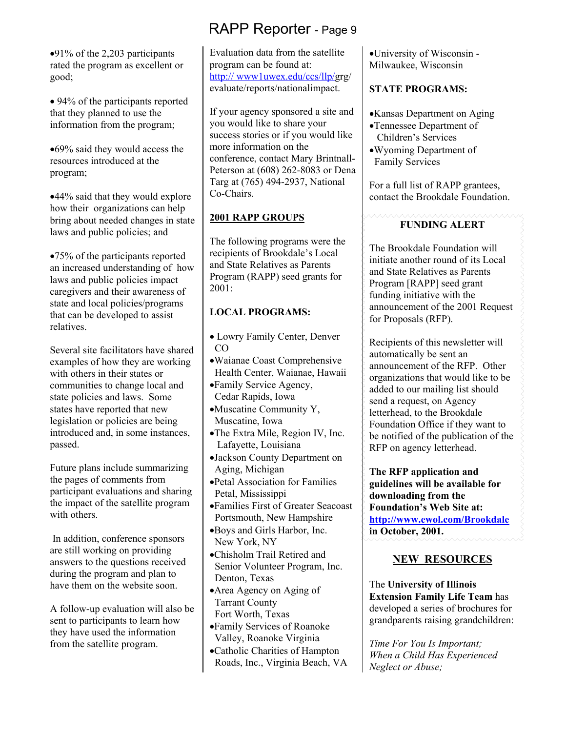- 91% of the 2,203 participants rated the program as excellent or good;

- 94% of the participants reported that they planned to use the information from the program;

- 69% said they would access the resources introduced at the program;

- 44% said that they would explore how their organizations can help bring about needed changes in state laws and public policies; and

- 75% of the participants reported an increased understanding of how laws and public policies impact caregivers and their awareness of state and local policies/programs that can be developed to assist relatives.

Several site facilitators have shared examples of how they are working with others in their states or communities to change local and state policies and laws. Some states have reported that new legislation or policies are being introduced and, in some instances, passed.

Future plans include summarizing the pages of comments from participant evaluations and sharing the impact of the satellite program with others.

In addition, conference sponsors are still working on providing answers to the questions received during the program and plan to have them on the website soon.

A follow-up evaluation will also be sent to participants to learn how they have used the information from the satellite program.

Evaluation data from the satellite program can be found at: http:// www1uwex.edu/ccs/llp/grg/evaluate/reports/nationalimpact.

If your agency sponsored a site and you would like to share your success stories or if you would like more information on the conference, contact Mary Brintnall-Peterson at (608) 262-8083 or Dena Targ at (765) 494-2937, National Co-Chairs.

## 2001 RAPP GROUPS

The following programs were the recipients of Brookdale's Local and State Relatives as Parents Program (RAPP) seed grants for 2001:

### LOCAL PROGRAMS:

- Lowry Family Center, Denver CO
- Waianae Coast Comprehensive Health Center, Waianae, Hawaii
- Family Service Agency, Cedar Rapids, Iowa
- Muscatine Community Y, Muscatine, Iowa
- The Extra Mile, Region IV, Inc. Lafayette, Louisiana
- Jackson County Department on Aging, Michigan
- Petal Association for Families Petal, Mississippi
- Families First of Greater Seacoast Portsmouth, New Hampshire
- Boys and Girls Harbor, Inc. New York, NY
- Chisholm Trail Retired and Senior Volunteer Program, Inc. Denton, Texas
- Area Agency on Aging of Tarrant County Fort Worth, Texas
- Family Services of Roanoke Valley, Roanoke Virginia
- Catholic Charities of Hampton Roads, Inc., Virginia Beach, VA
- University of Wisconsin - Milwaukee, Wisconsin

### STATE PROGRAMS:

- Kansas Department on Aging
- Tennessee Department of Children's Services
- Wyoming Department of Family Services

For a full list of RAPP grantees, contact the Brookdale Foundation.

### FUNDING ALERT

The Brookdale Foundation will initiate another round of its Local and State Relatives as Parents Program [RAPP] seed grant funding initiative with the announcement of the 2001 Request for Proposals (RFP).

Recipients of this newsletter will automatically be sent an announcement of the RFP. Other organizations that would like to be added to our mailing list should send a request, on Agency letterhead, to the Brookdale Foundation Office if they want to be notified of the publication of the RFP on agency letterhead.

**The RFP application and guidelines will be available for downloading from the Foundation's Web Site at: http://www.ewol.com/Brookdale in October, 2001.**

## NEW RESOURCES

The **University of Illinois Extension Family Life Team** has developed a series of brochures for grandparents raising grandchildren:

*Time For You Is Important;*
*When a Child Has Experienced Neglect or Abuse;*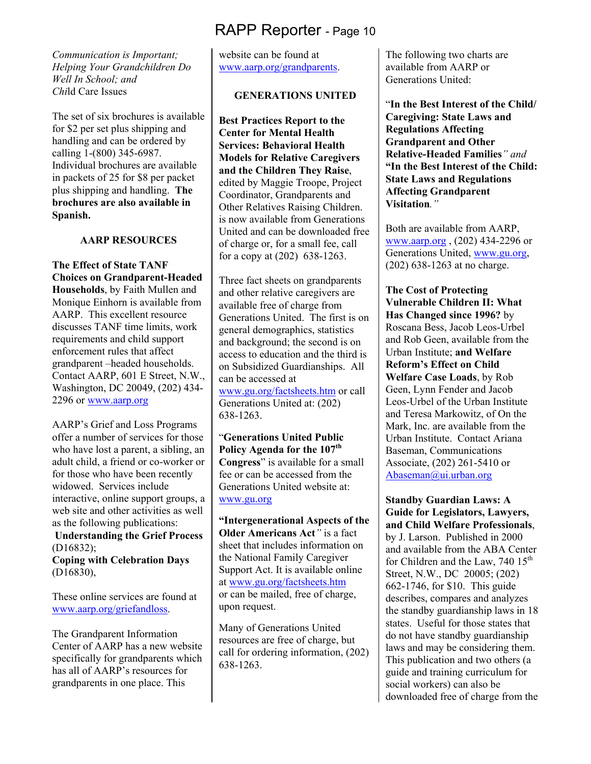*Communication is Important; Helping Your Grandchildren Do Well In School; and Chi*ld Care Issues

The set of six brochures is available for $2 per set plus shipping and handling and can be ordered by calling 1-(800) 345-6987. Individual brochures are available in packets of 25 for $8 per packet plus shipping and handling. **The brochures are also available in Spanish.**

### AARP RESOURCES

**The Effect of State TANF Choices on Grandparent-Headed Households**, by Faith Mullen and Monique Einhorn is available from AARP. This excellent resource discusses TANF time limits, work requirements and child support enforcement rules that affect grandparent –headed households. Contact AARP, 601 E Street, N.W., Washington, DC 20049, (202) 434-2296 or www.aarp.org

AARP's Grief and Loss Programs offer a number of services for those who have lost a parent, a sibling, an adult child, a friend or co-worker or for those who have been recently widowed. Services include interactive, online support groups, a web site and other activities as well as the following publications:
**Understanding the Grief Process** (D16832);
**Coping with Celebration Days** (D16830),

These online services are found at www.aarp.org/griefandloss.

The Grandparent Information Center of AARP has a new website specifically for grandparents which has all of AARP's resources for grandparents in one place. This website can be found at www.aarp.org/grandparents.

### GENERATIONS UNITED

**Best Practices Report to the Center for Mental Health Services: Behavioral Health Models for Relative Caregivers and the Children They Raise**, edited by Maggie Troope, Project Coordinator, Grandparents and Other Relatives Raising Children. is now available from Generations United and can be downloaded free of charge or, for a small fee, call for a copy at (202) 638-1263.

Three fact sheets on grandparents and other relative caregivers are available free of charge from Generations United. The first is on general demographics, statistics and background; the second is on access to education and the third is on Subsidized Guardianships. All can be accessed at www.gu.org/factsheets.htm or call Generations United at: (202) 638-1263.

"**Generations United Public Policy Agenda for the 107th Congress**" is available for a small fee or can be accessed from the Generations United website at: www.gu.org

**"Intergenerational Aspects of the Older Americans Act***"* is a fact sheet that includes information on the National Family Caregiver Support Act. It is available online at www.gu.org/factsheets.htm or can be mailed, free of charge, upon request.

Many of Generations United resources are free of charge, but call for ordering information, (202) 638-1263.

The following two charts are available from AARP or Generations United:

"**In the Best Interest of the Child/ Caregiving: State Laws and Regulations Affecting Grandparent and Other Relative-Headed Families***" and* **"In the Best Interest of the Child: State Laws and Regulations Affecting Grandparent Visitation***."*

Both are available from AARP, www.aarp.org , (202) 434-2296 or Generations United, www.gu.org, (202) 638-1263 at no charge.

**The Cost of Protecting Vulnerable Children II: What Has Changed since 1996?** by Roscana Bess, Jacob Leos-Urbel and Rob Geen, available from the Urban Institute; **and Welfare Reform's Effect on Child Welfare Case Loads**, by Rob Geen, Lynn Fender and Jacob Leos-Urbel of the Urban Institute and Teresa Markowitz, of On the Mark, Inc. are available from the Urban Institute. Contact Ariana Baseman, Communications Associate, (202) 261-5410 or Abaseman@ui.urban.org

**Standby Guardian Laws: A Guide for Legislators, Lawyers, and Child Welfare Professionals**, by J. Larson. Published in 2000 and available from the ABA Center for Children and the Law, 740 15th Street, N.W., DC 20005; (202) 662-1746, for $10. This guide describes, compares and analyzes the standby guardianship laws in 18 states. Useful for those states that do not have standby guardianship laws and may be considering them. This publication and two others (a guide and training curriculum for social workers) can also be downloaded free of charge from the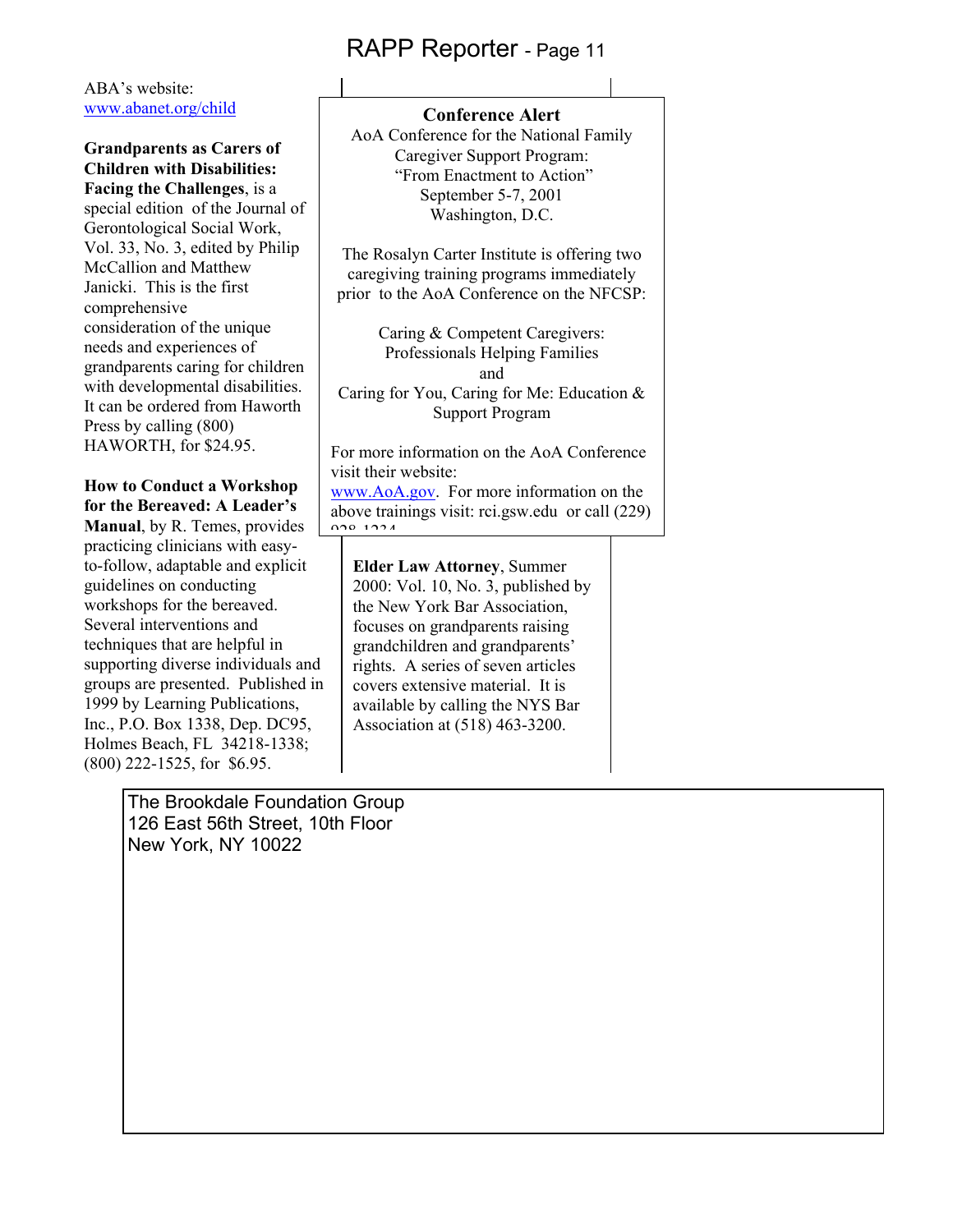ABA's website: www.abanet.org/child

**Grandparents as Carers of Children with Disabilities: Facing the Challenges**, is a special edition of the Journal of Gerontological Social Work, Vol. 33, No. 3, edited by Philip McCallion and Matthew Janicki. This is the first comprehensive consideration of the unique needs and experiences of grandparents caring for children with developmental disabilities. It can be ordered from Haworth Press by calling (800) HAWORTH, for $24.95.

**How to Conduct a Workshop for the Bereaved: A Leader's Manual**, by R. Temes, provides practicing clinicians with easy-to-follow, adaptable and explicit guidelines on conducting workshops for the bereaved. Several interventions and techniques that are helpful in supporting diverse individuals and groups are presented. Published in 1999 by Learning Publications, Inc., P.O. Box 1338, Dep. DC95, Holmes Beach, FL 34218-1338; (800) 222-1525, for $6.95.

**Conference Alert**

AoA Conference for the National Family Caregiver Support Program:
"From Enactment to Action"
September 5-7, 2001
Washington, D.C.

The Rosalyn Carter Institute is offering two caregiving training programs immediately prior to the AoA Conference on the NFCSP:

Caring & Competent Caregivers: Professionals Helping Families
and
Caring for You, Caring for Me: Education & Support Program

For more information on the AoA Conference visit their website: www.AoA.gov. For more information on the above trainings visit: rci.gsw.edu or call (229) 928-1234

**Elder Law Attorney**, Summer 2000: Vol. 10, No. 3, published by the New York Bar Association, focuses on grandparents raising grandchildren and grandparents' rights. A series of seven articles covers extensive material. It is available by calling the NYS Bar Association at (518) 463-3200.

The Brookdale Foundation Group
126 East 56th Street, 10th Floor
New York, NY 10022